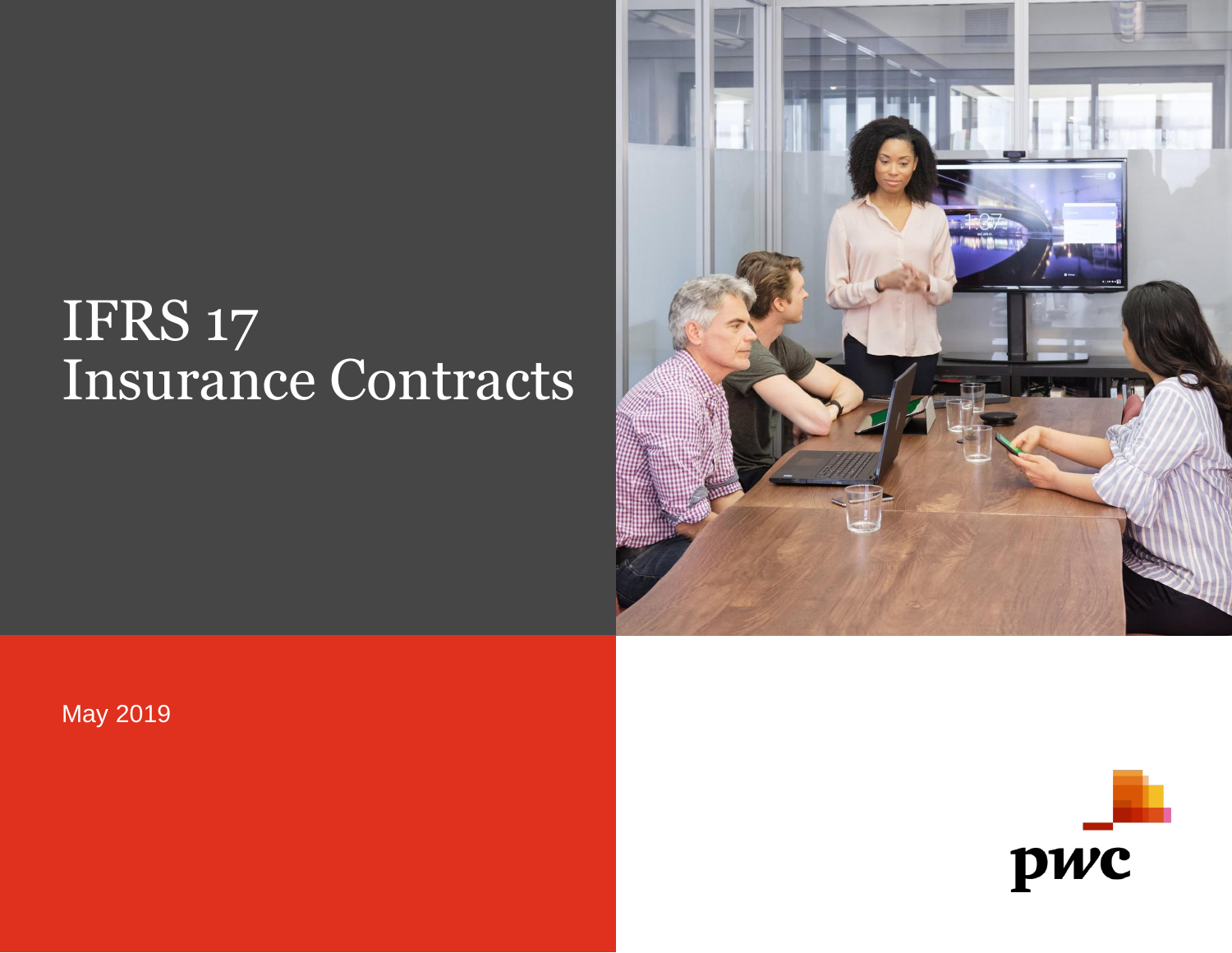# IFRS 17 Insurance Contracts

May 2019

pwc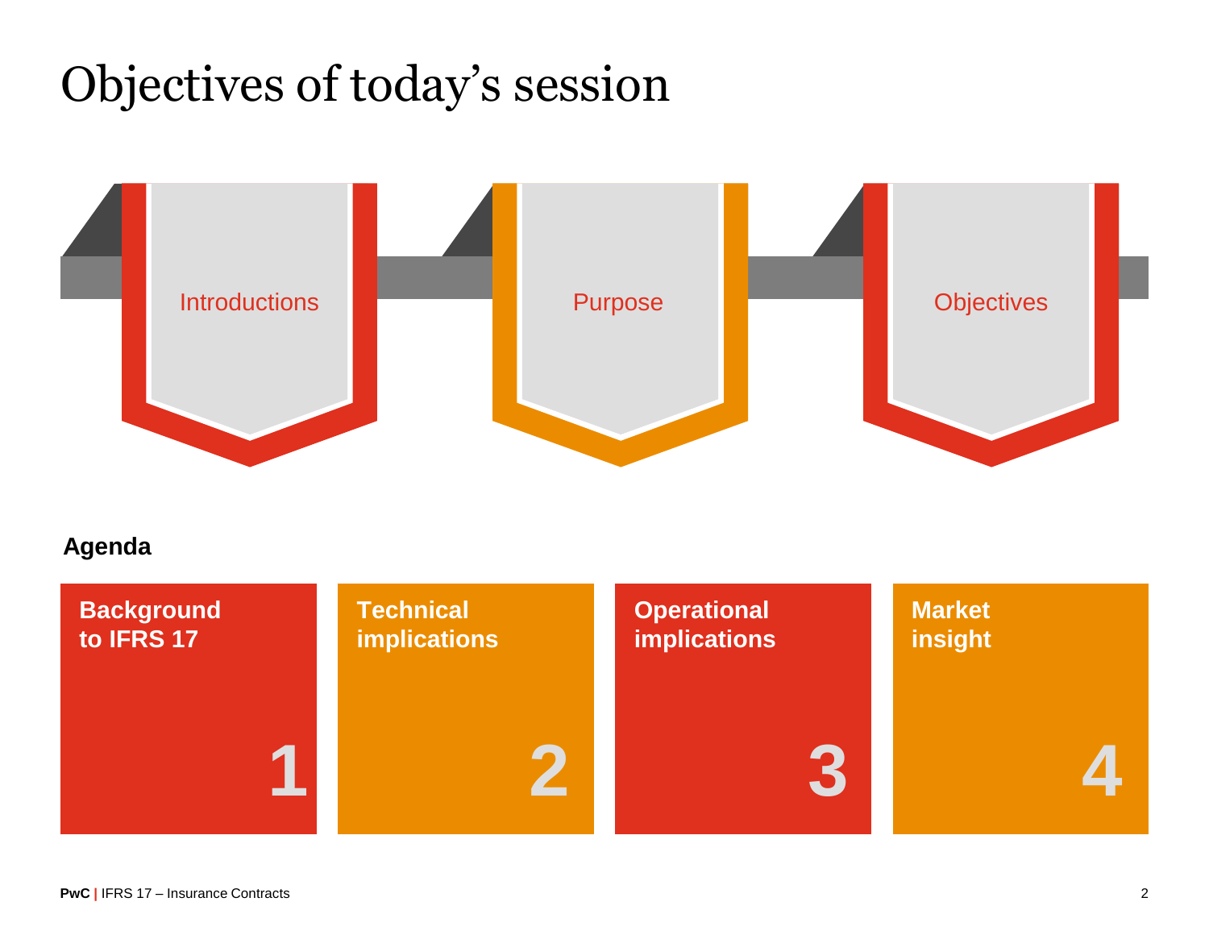# Objectives of today's session

Introductions

Purpose

Objectives

**Agenda**

1. **Background to IFRS 17**
2. **Technical implications**
3. **Operational implications**
4. **Market insight**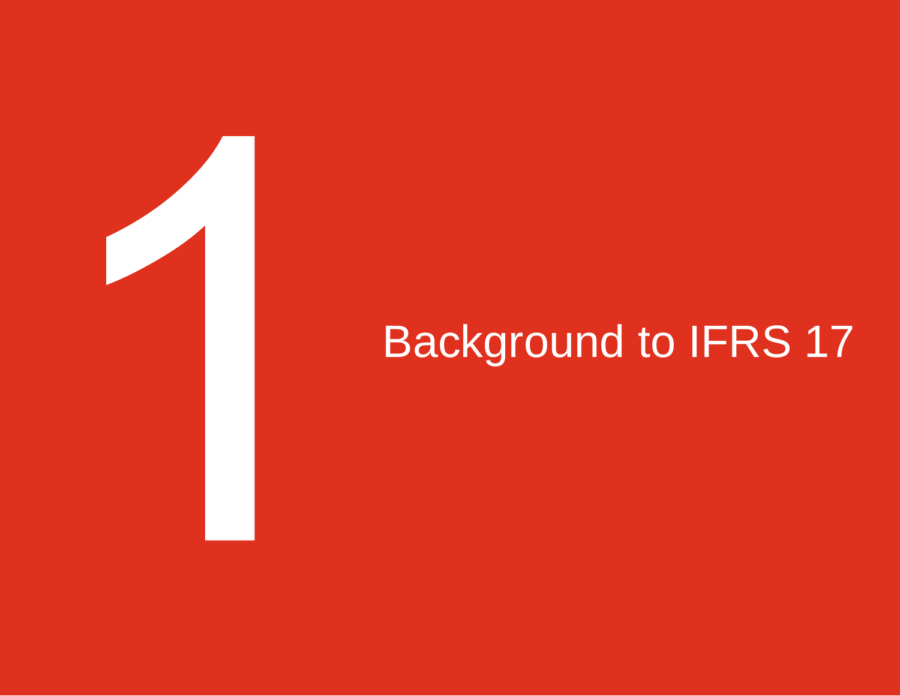# 1 Background to IFRS 17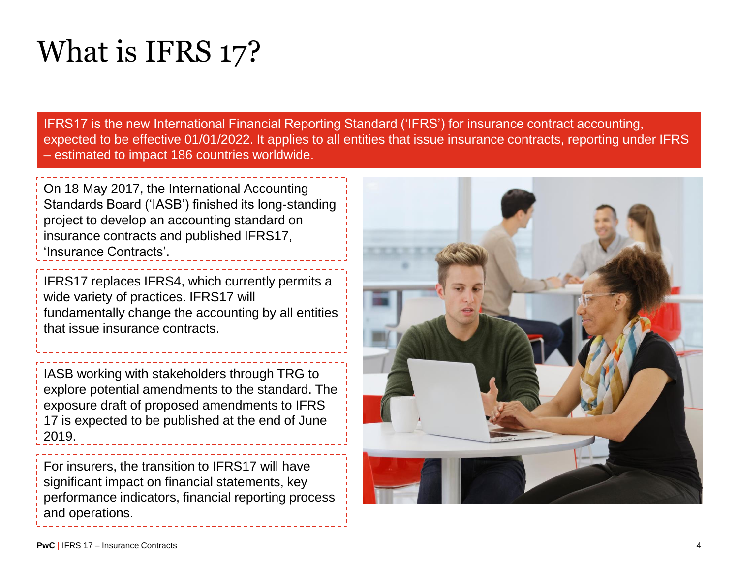# What is IFRS 17?

IFRS17 is the new International Financial Reporting Standard ('IFRS') for insurance contract accounting, expected to be effective 01/01/2022. It applies to all entities that issue insurance contracts, reporting under IFRS – estimated to impact 186 countries worldwide.

On 18 May 2017, the International Accounting Standards Board ('IASB') finished its long-standing project to develop an accounting standard on insurance contracts and published IFRS17, 'Insurance Contracts'.

IFRS17 replaces IFRS4, which currently permits a wide variety of practices. IFRS17 will fundamentally change the accounting by all entities that issue insurance contracts.

IASB working with stakeholders through TRG to explore potential amendments to the standard. The exposure draft of proposed amendments to IFRS 17 is expected to be published at the end of June 2019.

For insurers, the transition to IFRS17 will have significant impact on financial statements, key performance indicators, financial reporting process and operations.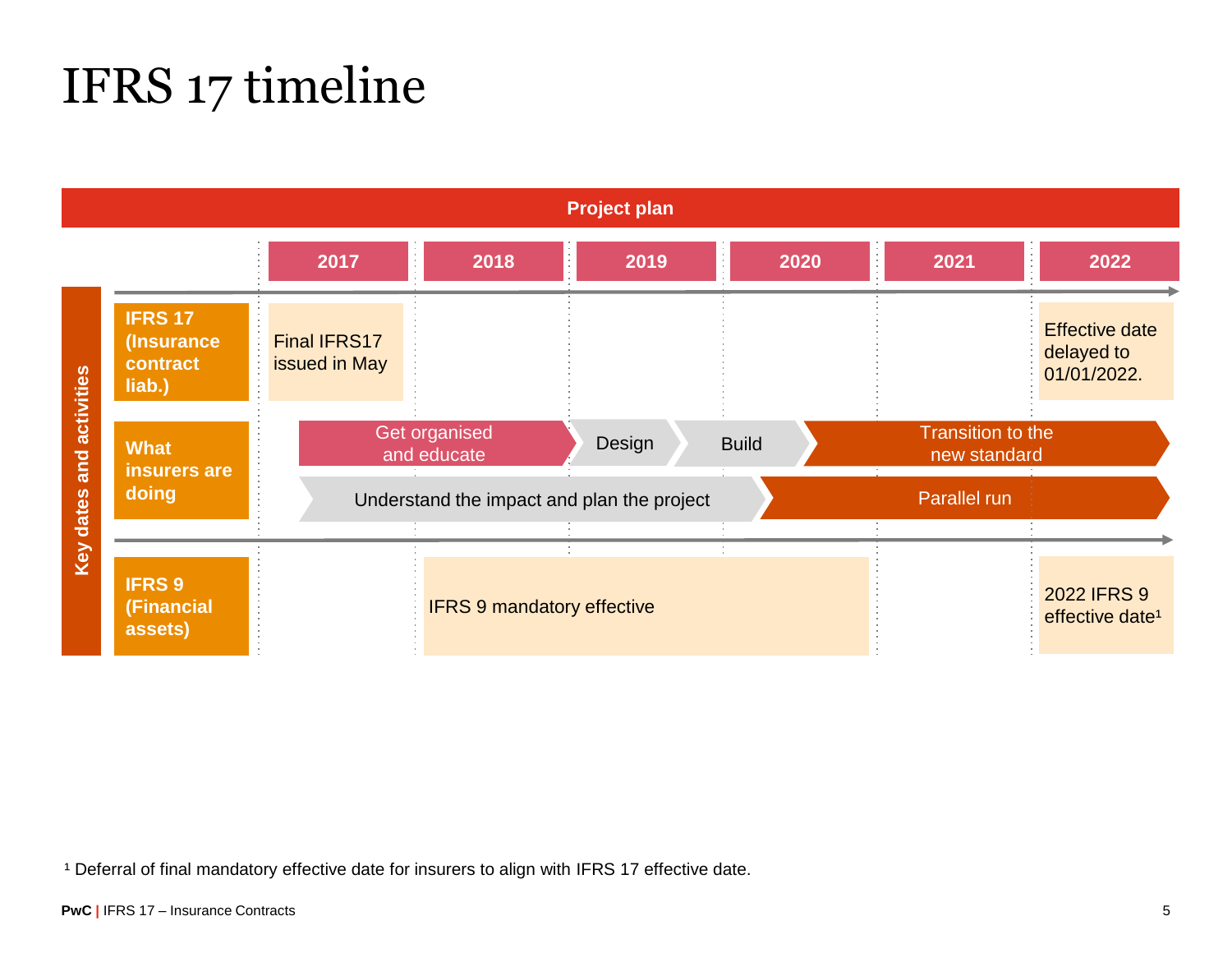# IFRS 17 timeline

**Project plan**

| Key dates and activities | 2017 | 2018 | 2019 | 2020 | 2021 | 2022 |
|---|---|---|---|---|---|---|
| **IFRS 17 (Insurance contract liab.)** | Final IFRS17 issued in May | | | | | Effective date delayed to 01/01/2022. |
| **What insurers are doing** | Get organised and educate | Get organised and educate | Design | Build / Transition to the new standard | Transition to the new standard | Transition to the new standard |
| | Understand the impact and plan the project | Understand the impact and plan the project | Understand the impact and plan the project | Understand the impact and plan the project / Parallel run | Parallel run | Parallel run |
| **IFRS 9 (Financial assets)** | | IFRS 9 mandatory effective | IFRS 9 mandatory effective | IFRS 9 mandatory effective | | 2022 IFRS 9 effective date[1] |

[1] Deferral of final mandatory effective date for insurers to align with IFRS 17 effective date.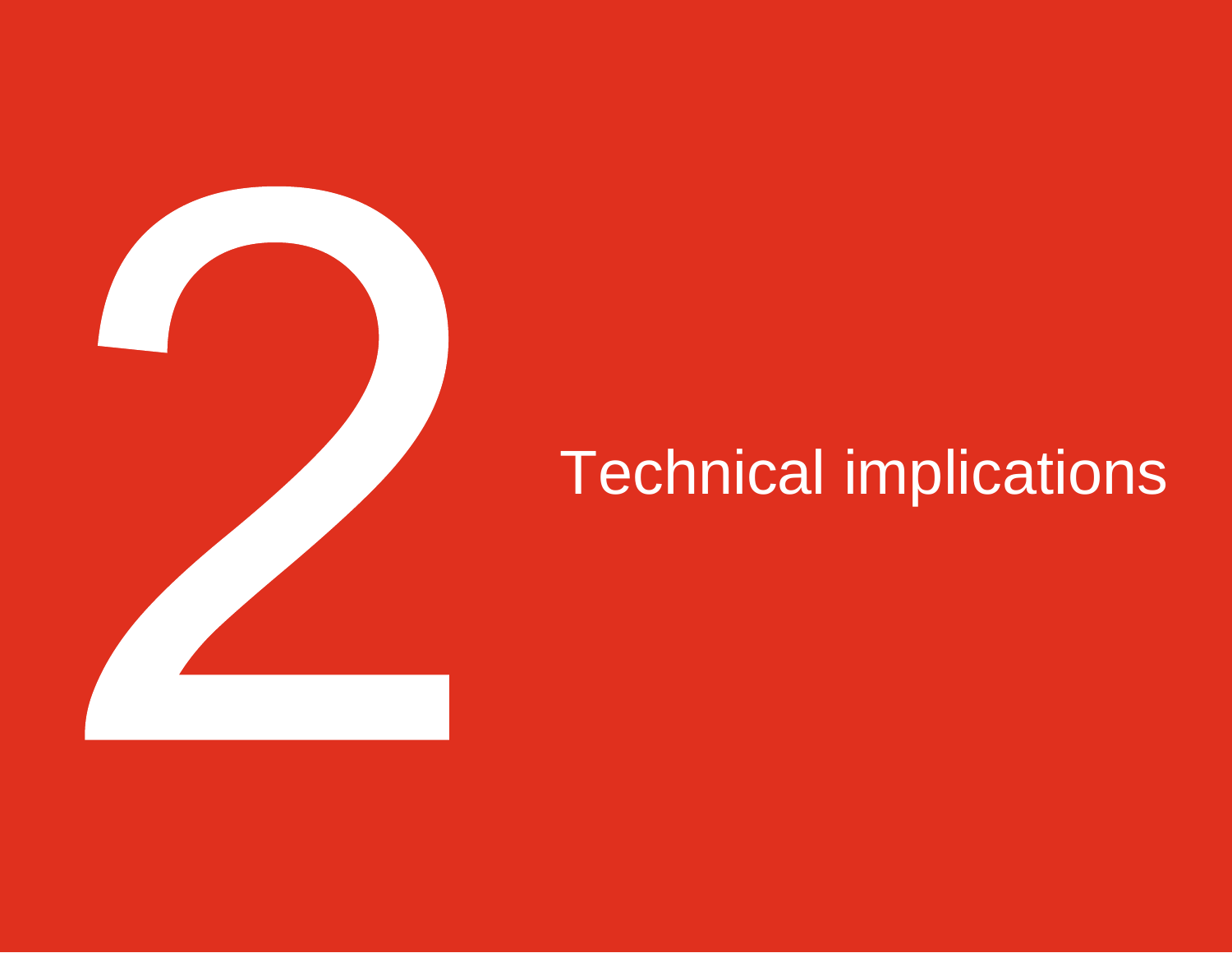# 2 Technical implications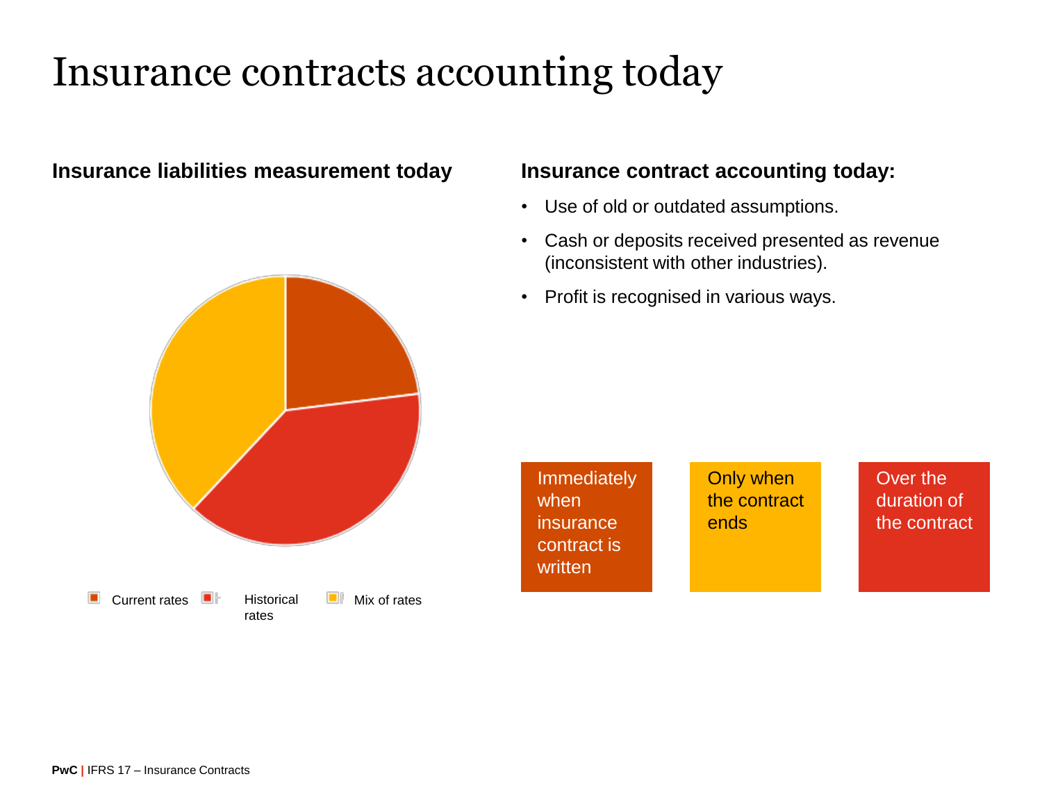# Insurance contracts accounting today

## Insurance liabilities measurement today

Current rates

Historical rates

Mix of rates

## Insurance contract accounting today:

- Use of old or outdated assumptions.
- Cash or deposits received presented as revenue (inconsistent with other industries).
- Profit is recognised in various ways.

Immediately when insurance contract is written

Only when the contract ends

Over the duration of the contract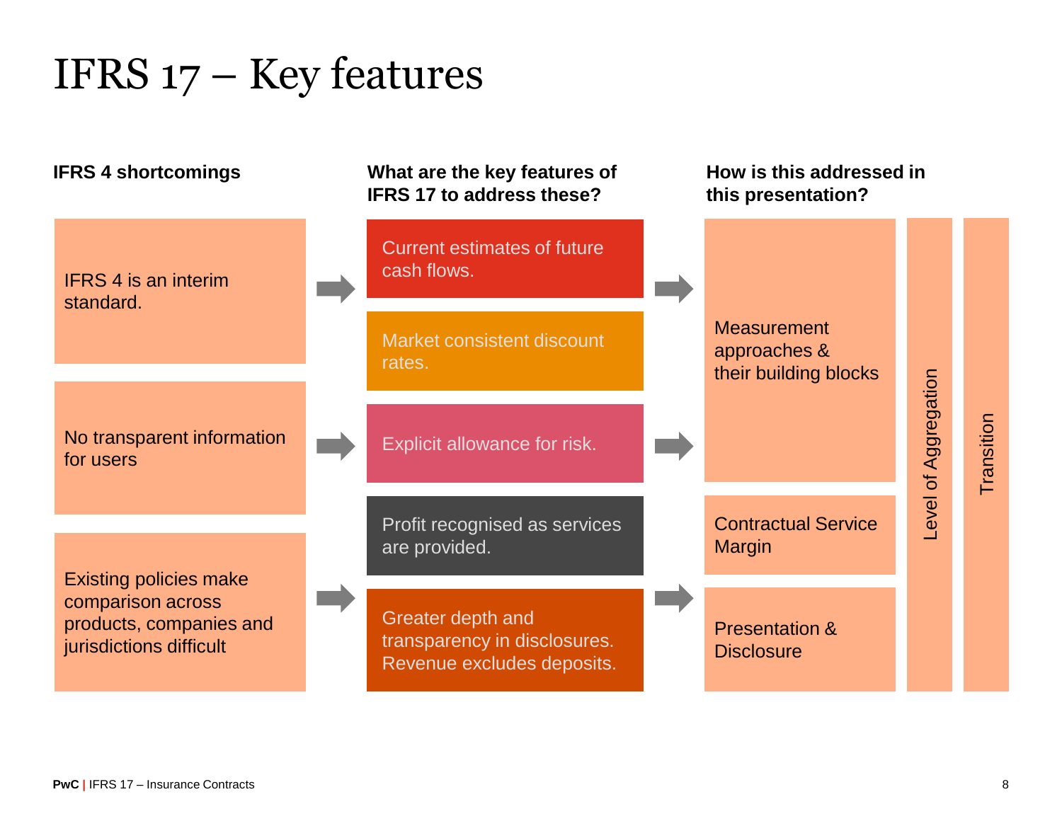# IFRS 17 – Key features

| IFRS 4 shortcomings | What are the key features of IFRS 17 to address these? | How is this addressed in this presentation? |
|---|---|---|
| IFRS 4 is an interim standard. | Current estimates of future cash flows. | Measurement approaches & their building blocks |
| | Market consistent discount rates. | |
| No transparent information for users | Explicit allowance for risk. | |
| | Profit recognised as services are provided. | Contractual Service Margin |
| Existing policies make comparison across products, companies and jurisdictions difficult | Greater depth and transparency in disclosures. Revenue excludes deposits. | Presentation & Disclosure |

Level of Aggregation

Transition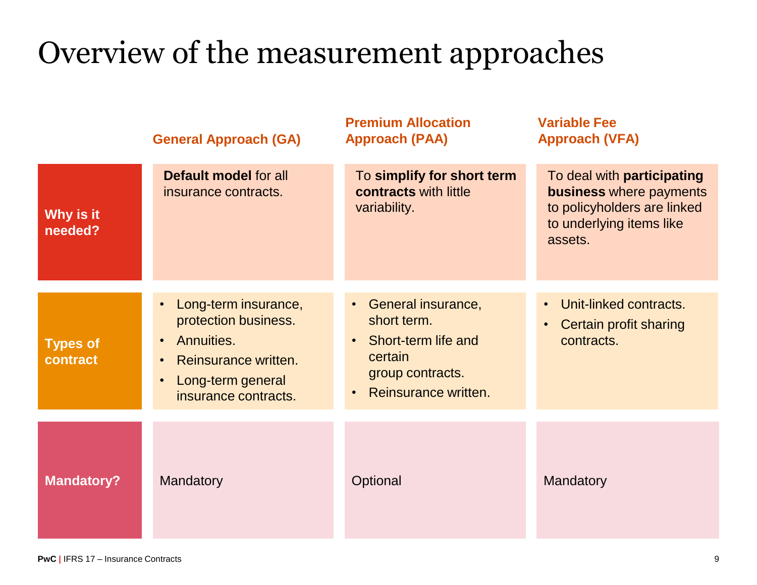# Overview of the measurement approaches

| | General Approach (GA) | Premium Allocation Approach (PAA) | Variable Fee Approach (VFA) |
|---|---|---|---|
| **Why is it needed?** | **Default model** for all insurance contracts. | To **simplify for short term contracts** with little variability. | To deal with **participating business** where payments to policyholders are linked to underlying items like assets. |
| **Types of contract** | • Long-term insurance, protection business.<br>• Annuities.<br>• Reinsurance written.<br>• Long-term general insurance contracts. | • General insurance, short term.<br>• Short-term life and certain group contracts.<br>• Reinsurance written. | • Unit-linked contracts.<br>• Certain profit sharing contracts. |
| **Mandatory?** | Mandatory | Optional | Mandatory |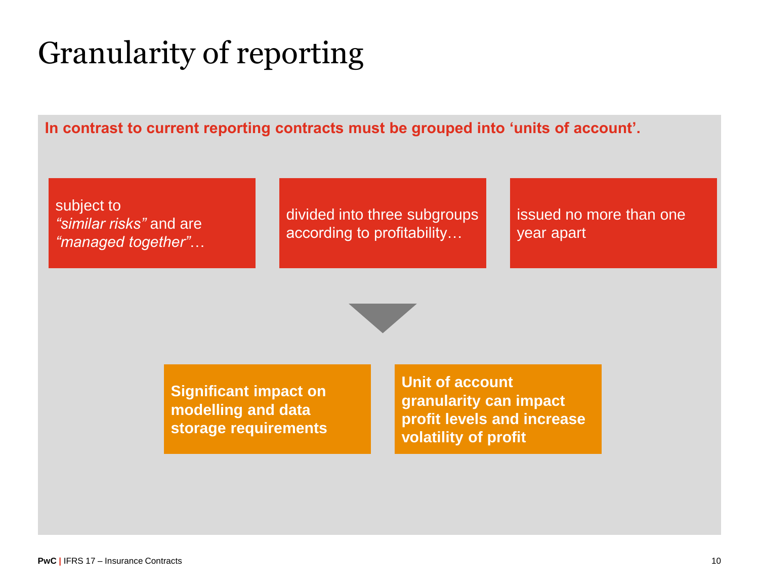# Granularity of reporting

**In contrast to current reporting contracts must be grouped into 'units of account'.**

subject to *"similar risks"* and are *"managed together"*…

divided into three subgroups according to profitability…

issued no more than one year apart

**Significant impact on modelling and data storage requirements**

**Unit of account granularity can impact profit levels and increase volatility of profit**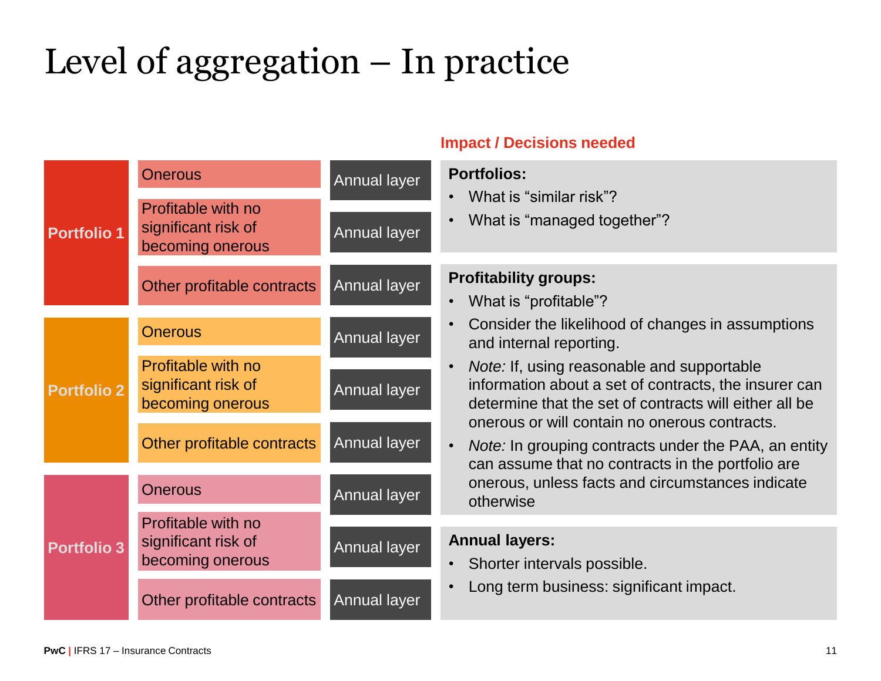# Level of aggregation – In practice

| Portfolio | Group | Layer |
|---|---|---|
| Portfolio 1 | Onerous | Annual layer |
| | Profitable with no significant risk of becoming onerous | Annual layer |
| | Other profitable contracts | Annual layer |
| Portfolio 2 | Onerous | Annual layer |
| | Profitable with no significant risk of becoming onerous | Annual layer |
| | Other profitable contracts | Annual layer |
| Portfolio 3 | Onerous | Annual layer |
| | Profitable with no significant risk of becoming onerous | Annual layer |
| | Other profitable contracts | Annual layer |

**Impact / Decisions needed**

**Portfolios:**

- What is “similar risk”?
- What is “managed together”?

**Profitability groups:**

- What is “profitable”?
- Consider the likelihood of changes in assumptions and internal reporting.
- *Note:* If, using reasonable and supportable information about a set of contracts, the insurer can determine that the set of contracts will either all be onerous or will contain no onerous contracts.
- *Note:* In grouping contracts under the PAA, an entity can assume that no contracts in the portfolio are onerous, unless facts and circumstances indicate otherwise

**Annual layers:**

- Shorter intervals possible.
- Long term business: significant impact.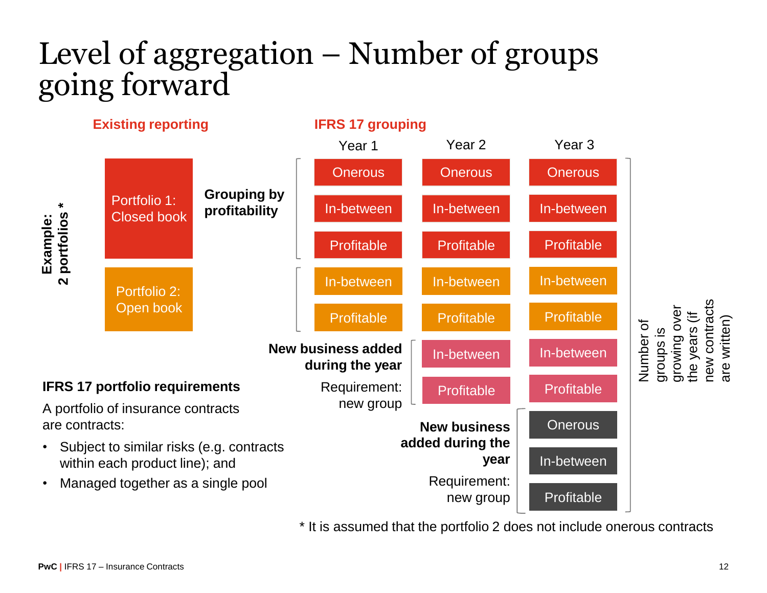# Level of aggregation – Number of groups going forward

**Existing reporting**

**IFRS 17 grouping**

Example: 2 portfolios *

| Existing reporting | | Year 1 | Year 2 | Year 3 |
|---|---|---|---|---|
| Portfolio 1: Closed book | **Grouping by profitability** | Onerous | Onerous | Onerous |
| | | In-between | In-between | In-between |
| | | Profitable | Profitable | Profitable |
| Portfolio 2: Open book | | In-between | In-between | In-between |
| | | Profitable | Profitable | Profitable |
| | **New business added during the year** (Requirement: new group) | | In-between | In-between |
| | | | Profitable | Profitable |
| | **New business added during the year** (Requirement: new group) | | | Onerous |
| | | | | In-between |
| | | | | Profitable |

Number of groups is growing over the years (if new contracts are written)

**IFRS 17 portfolio requirements**

A portfolio of insurance contracts are contracts:

- Subject to similar risks (e.g. contracts within each product line); and
- Managed together as a single pool

* It is assumed that the portfolio 2 does not include onerous contracts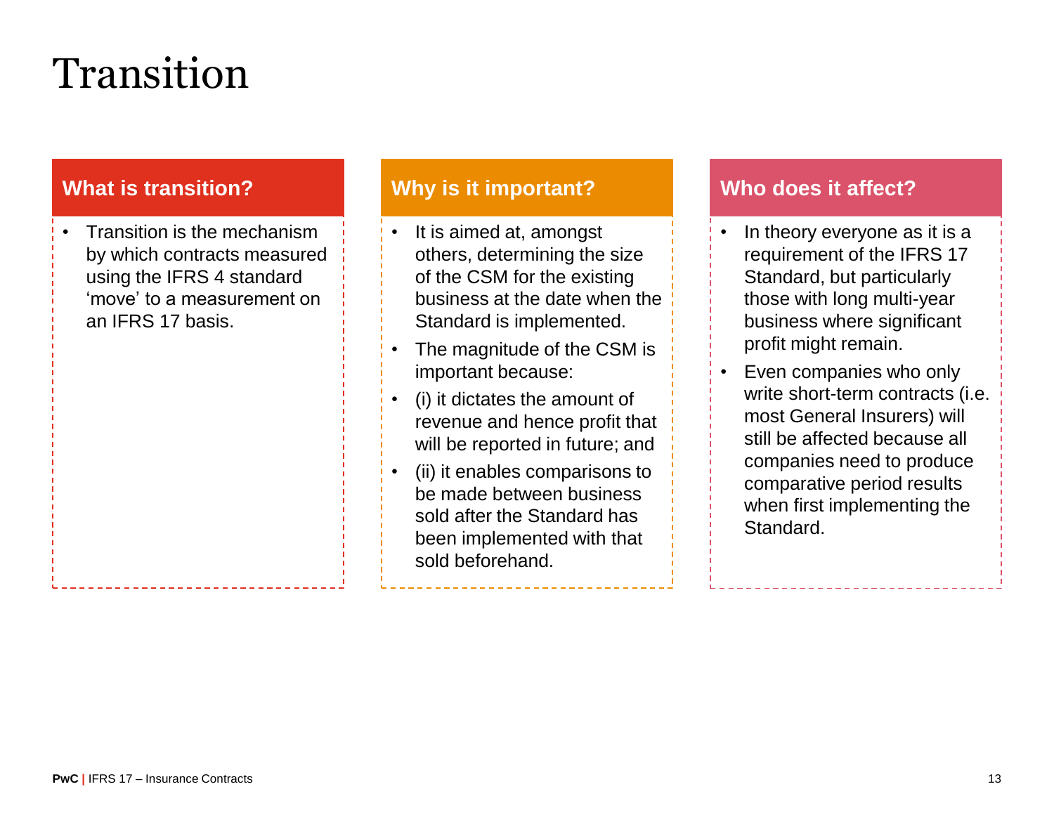# Transition

## What is transition?

- Transition is the mechanism by which contracts measured using the IFRS 4 standard 'move' to a measurement on an IFRS 17 basis.

## Why is it important?

- It is aimed at, amongst others, determining the size of the CSM for the existing business at the date when the Standard is implemented.
- The magnitude of the CSM is important because:
- (i) it dictates the amount of revenue and hence profit that will be reported in future; and
- (ii) it enables comparisons to be made between business sold after the Standard has been implemented with that sold beforehand.

## Who does it affect?

- In theory everyone as it is a requirement of the IFRS 17 Standard, but particularly those with long multi-year business where significant profit might remain.
- Even companies who only write short-term contracts (i.e. most General Insurers) will still be affected because all companies need to produce comparative period results when first implementing the Standard.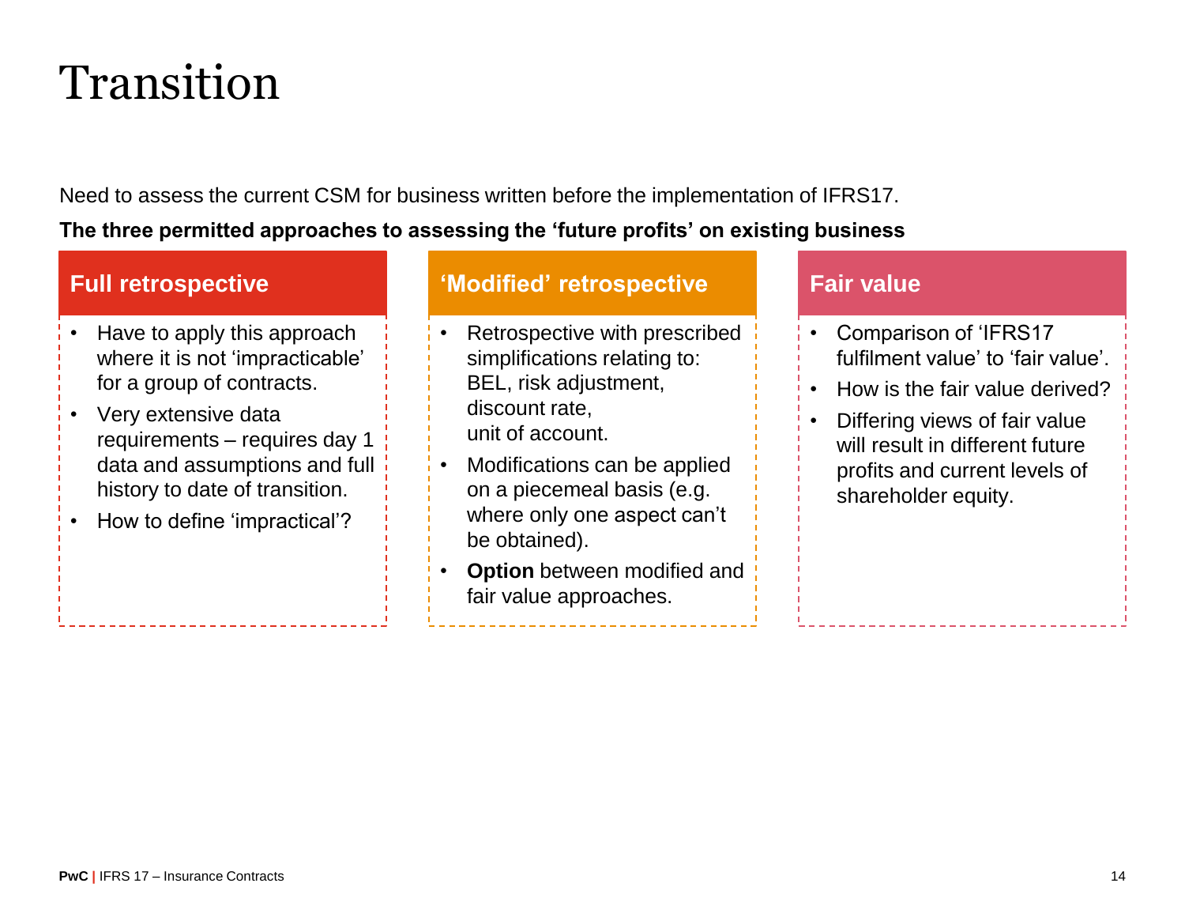# Transition

Need to assess the current CSM for business written before the implementation of IFRS17.

**The three permitted approaches to assessing the 'future profits' on existing business**

## Full retrospective

- Have to apply this approach where it is not 'impracticable' for a group of contracts.
- Very extensive data requirements – requires day 1 data and assumptions and full history to date of transition.
- How to define 'impractical'?

## 'Modified' retrospective

- Retrospective with prescribed simplifications relating to: BEL, risk adjustment, discount rate, unit of account.
- Modifications can be applied on a piecemeal basis (e.g. where only one aspect can't be obtained).
- **Option** between modified and fair value approaches.

## Fair value

- Comparison of 'IFRS17 fulfilment value' to 'fair value'.
- How is the fair value derived?
- Differing views of fair value will result in different future profits and current levels of shareholder equity.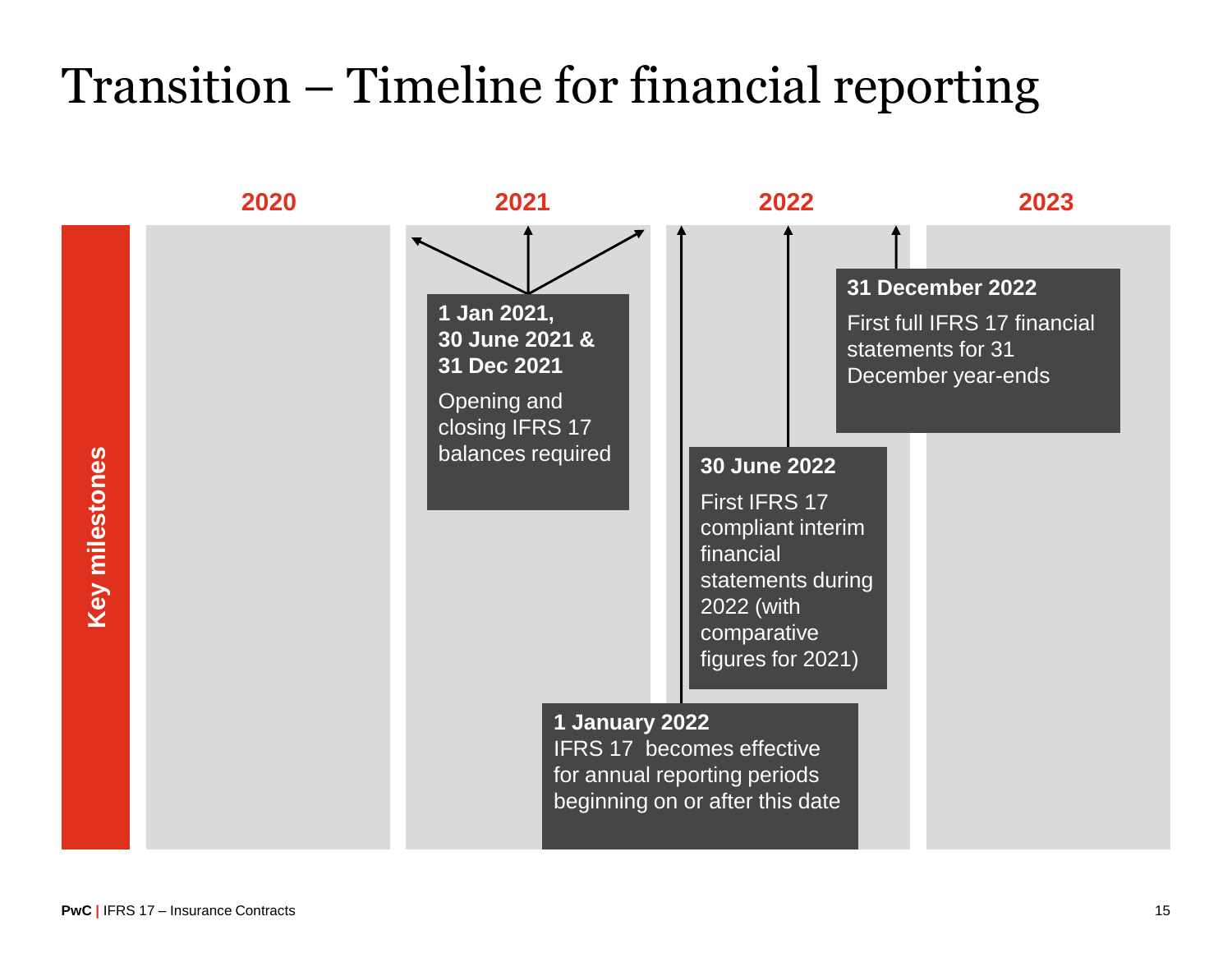# Transition – Timeline for financial reporting

**Key milestones**

| 2020 | 2021 | 2022 | 2023 |
|---|---|---|---|

**1 Jan 2021, 30 June 2021 & 31 Dec 2021**
Opening and closing IFRS 17 balances required

**1 January 2022**
IFRS 17 becomes effective for annual reporting periods beginning on or after this date

**30 June 2022**
First IFRS 17 compliant interim financial statements during 2022 (with comparative figures for 2021)

**31 December 2022**
First full IFRS 17 financial statements for 31 December year-ends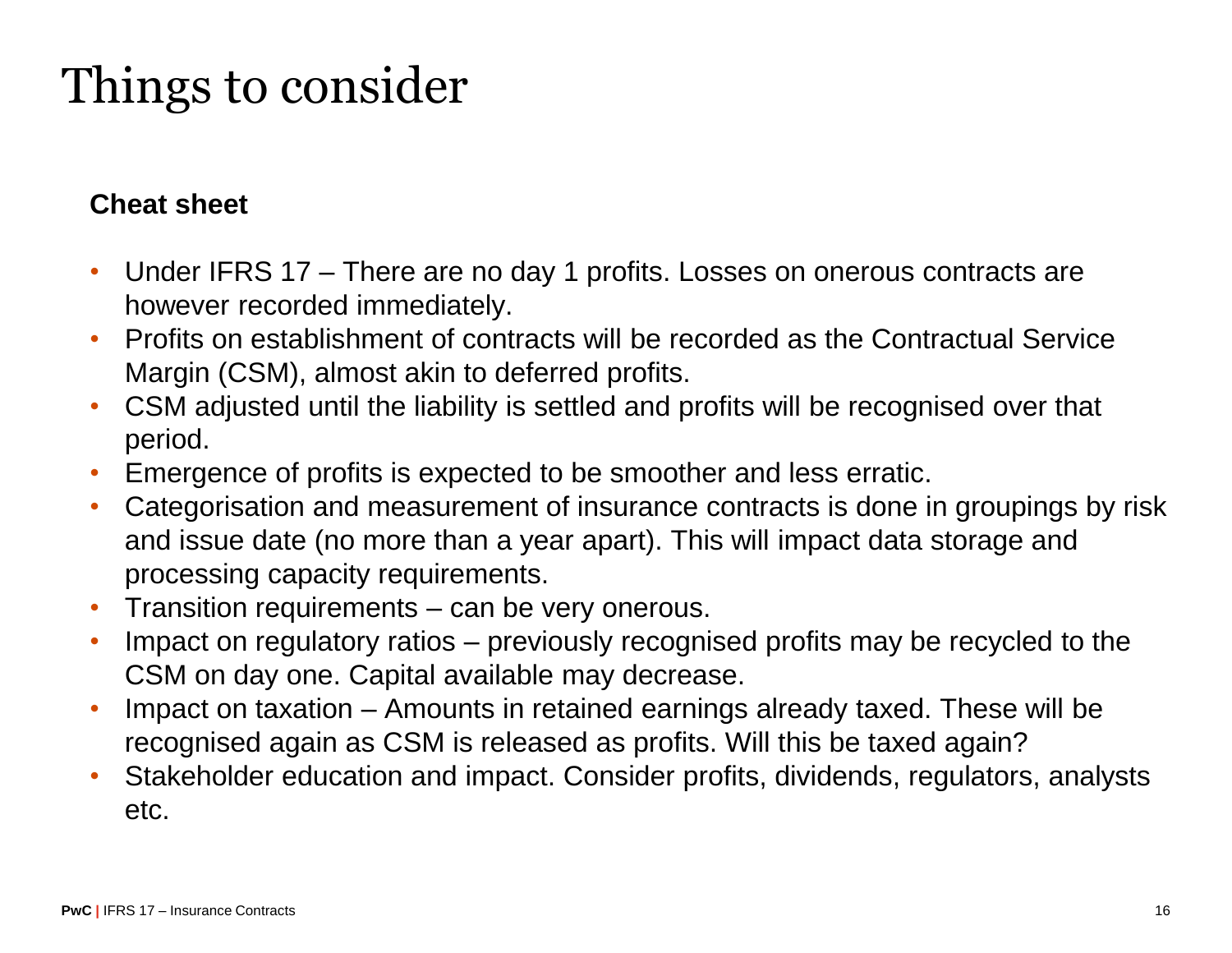# Things to consider

**Cheat sheet**

- Under IFRS 17 – There are no day 1 profits. Losses on onerous contracts are however recorded immediately.
- Profits on establishment of contracts will be recorded as the Contractual Service Margin (CSM), almost akin to deferred profits.
- CSM adjusted until the liability is settled and profits will be recognised over that period.
- Emergence of profits is expected to be smoother and less erratic.
- Categorisation and measurement of insurance contracts is done in groupings by risk and issue date (no more than a year apart). This will impact data storage and processing capacity requirements.
- Transition requirements – can be very onerous.
- Impact on regulatory ratios – previously recognised profits may be recycled to the CSM on day one. Capital available may decrease.
- Impact on taxation – Amounts in retained earnings already taxed. These will be recognised again as CSM is released as profits. Will this be taxed again?
- Stakeholder education and impact. Consider profits, dividends, regulators, analysts etc.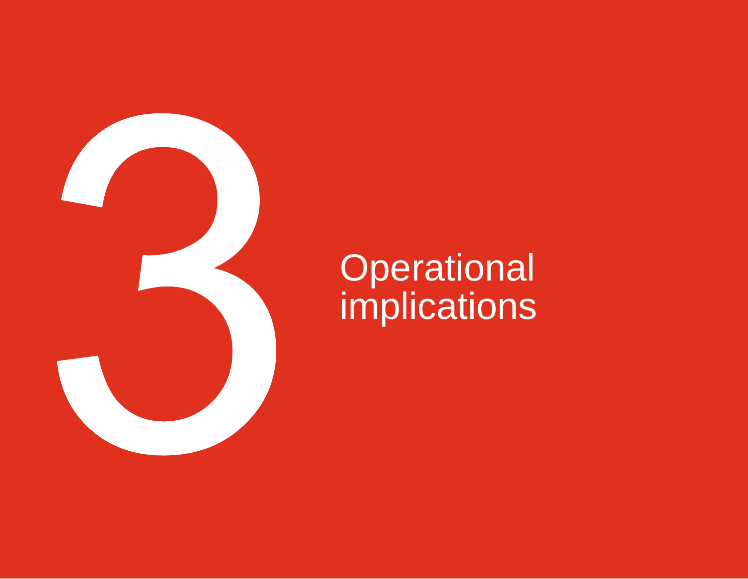# 3 Operational implications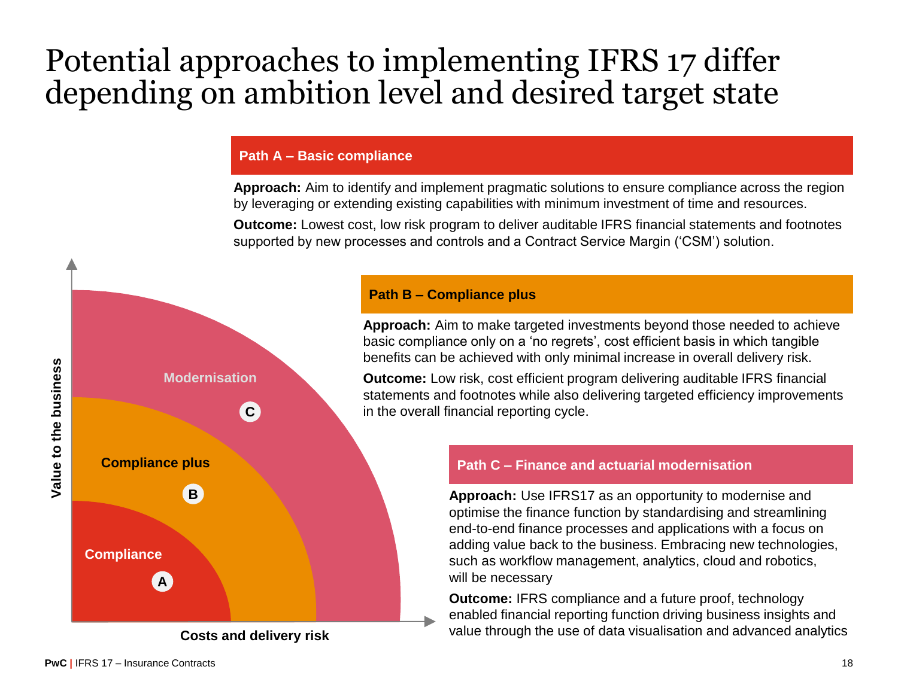# Potential approaches to implementing IFRS 17 differ depending on ambition level and desired target state

### Path A – Basic compliance

**Approach:** Aim to identify and implement pragmatic solutions to ensure compliance across the region by leveraging or extending existing capabilities with minimum investment of time and resources.

**Outcome:** Lowest cost, low risk program to deliver auditable IFRS financial statements and footnotes supported by new processes and controls and a Contract Service Margin ('CSM') solution.

### Path B – Compliance plus

**Approach:** Aim to make targeted investments beyond those needed to achieve basic compliance only on a 'no regrets', cost efficient basis in which tangible benefits can be achieved with only minimal increase in overall delivery risk.

**Outcome:** Low risk, cost efficient program delivering auditable IFRS financial statements and footnotes while also delivering targeted efficiency improvements in the overall financial reporting cycle.

### Path C – Finance and actuarial modernisation

**Approach:** Use IFRS17 as an opportunity to modernise and optimise the finance function by standardising and streamlining end-to-end finance processes and applications with a focus on adding value back to the business. Embracing new technologies, such as workflow management, analytics, cloud and robotics, will be necessary

**Outcome:** IFRS compliance and a future proof, technology enabled financial reporting function driving business insights and value through the use of data visualisation and advanced analytics

Value to the business

Modernisation
C

Compliance plus
B

Compliance
A

Costs and delivery risk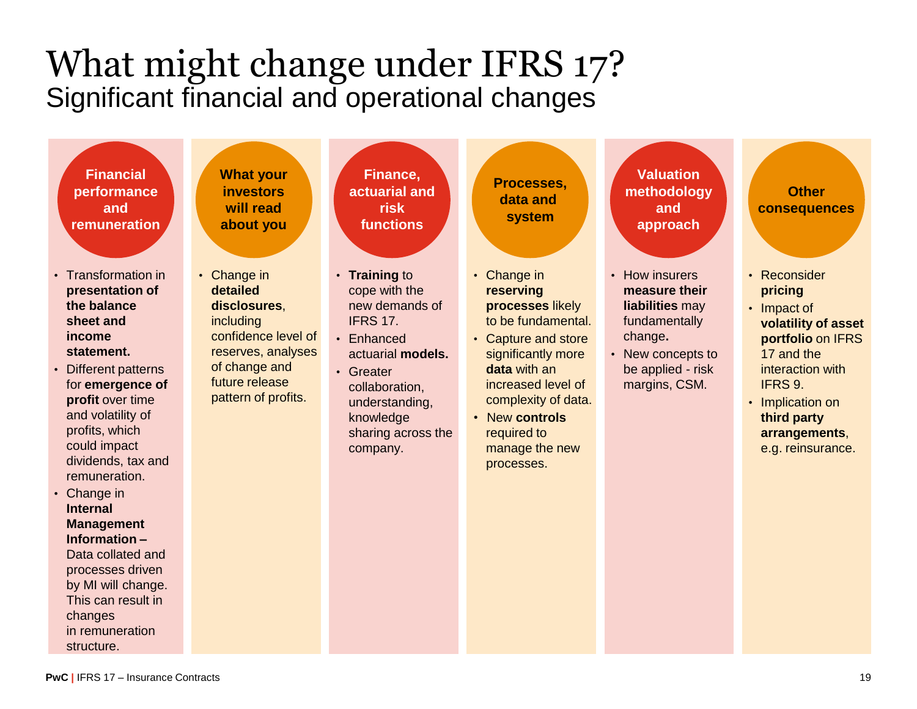# What might change under IFRS 17?

## Significant financial and operational changes

### Financial performance and remuneration

- Transformation in **presentation of the balance sheet and income statement.**
- Different patterns for **emergence of profit** over time and volatility of profits, which could impact dividends, tax and remuneration.
- Change in **Internal Management Information –** Data collated and processes driven by MI will change. This can result in changes in remuneration structure.

### What your investors will read about you

- Change in **detailed disclosures**, including confidence level of reserves, analyses of change and future release pattern of profits.

### Finance, actuarial and risk functions

- **Training** to cope with the new demands of IFRS 17.
- Enhanced actuarial **models.**
- Greater collaboration, understanding, knowledge sharing across the company.

### Processes, data and system

- Change in **reserving processes** likely to be fundamental.
- Capture and store significantly more **data** with an increased level of complexity of data.
- New **controls** required to manage the new processes.

### Valuation methodology and approach

- How insurers **measure their liabilities** may fundamentally change**.**
- New concepts to be applied - risk margins, CSM.

### Other consequences

- Reconsider **pricing**
- Impact of **volatility of asset portfolio** on IFRS 17 and the interaction with IFRS 9.
- Implication on **third party arrangements**, e.g. reinsurance.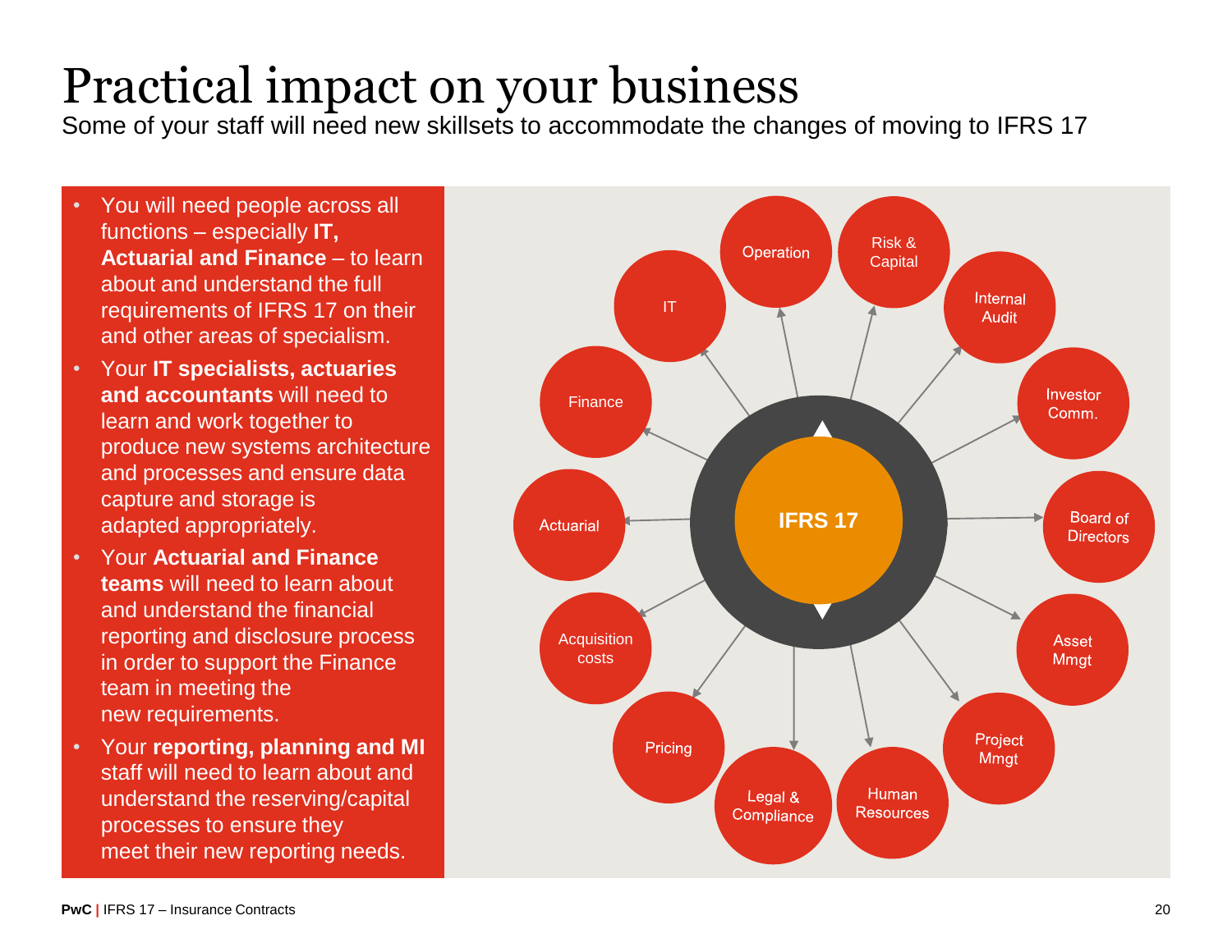# Practical impact on your business

Some of your staff will need new skillsets to accommodate the changes of moving to IFRS 17

- You will need people across all functions – especially **IT, Actuarial and Finance** – to learn about and understand the full requirements of IFRS 17 on their and other areas of specialism.
- Your **IT specialists, actuaries and accountants** will need to learn and work together to produce new systems architecture and processes and ensure data capture and storage is adapted appropriately.
- Your **Actuarial and Finance teams** will need to learn about and understand the financial reporting and disclosure process in order to support the Finance team in meeting the new requirements.
- Your **reporting, planning and MI** staff will need to learn about and understand the reserving/capital processes to ensure they meet their new reporting needs.

**IFRS 17**

- Operation
- Risk & Capital
- Internal Audit
- Investor Comm.
- Board of Directors
- Asset Mmgt
- Project Mmgt
- Human Resources
- Legal & Compliance
- Pricing
- Acquisition costs
- Actuarial
- Finance
- IT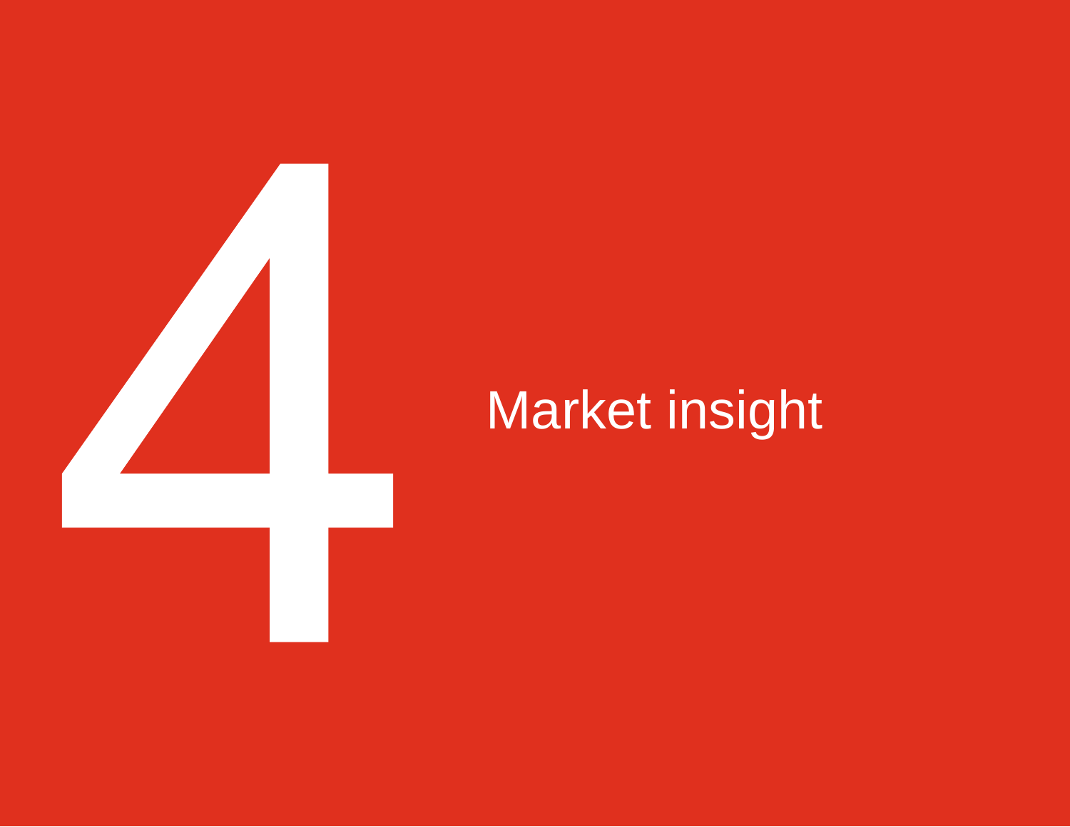# 4 Market insight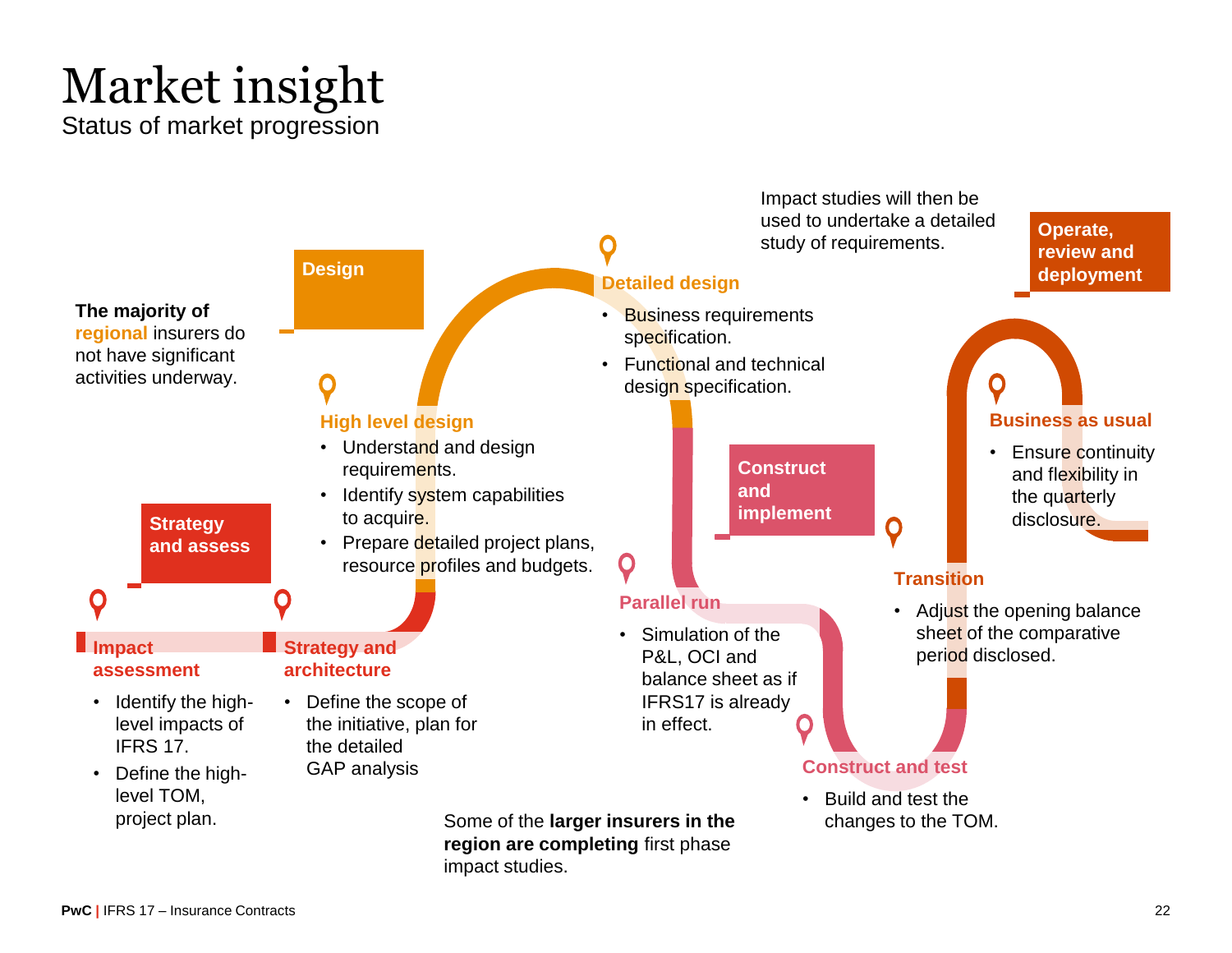# Market insight

Status of market progression

**The majority of regional** insurers do not have significant activities underway.

## Strategy and assess

### Impact assessment

- Identify the high-level impacts of IFRS 17.
- Define the high-level TOM, project plan.

### Strategy and architecture

- Define the scope of the initiative, plan for the detailed GAP analysis

## Design

### High level design

- Understand and design requirements.
- Identify system capabilities to acquire.
- Prepare detailed project plans, resource profiles and budgets.

Some of the **larger insurers in the region are completing** first phase impact studies.

### Detailed design

- Business requirements specification.
- Functional and technical design specification.

Impact studies will then be used to undertake a detailed study of requirements.

## Construct and implement

### Parallel run

- Simulation of the P&L, OCI and balance sheet as if IFRS17 is already in effect.

### Construct and test

- Build and test the changes to the TOM.

## Operate, review and deployment

### Transition

- Adjust the opening balance sheet of the comparative period disclosed.

### Business as usual

- Ensure continuity and flexibility in the quarterly disclosure.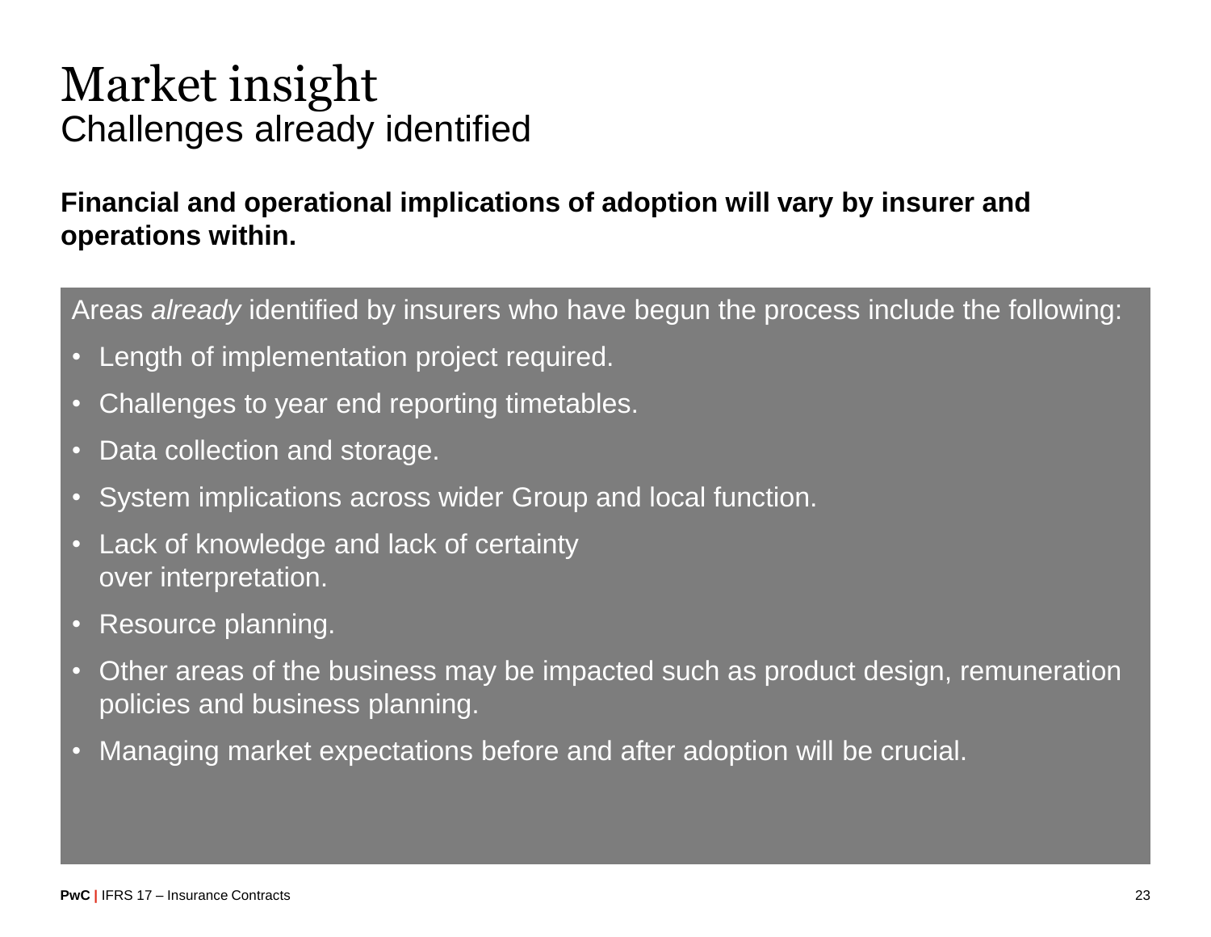# Market insight

## Challenges already identified

**Financial and operational implications of adoption will vary by insurer and operations within.**

Areas *already* identified by insurers who have begun the process include the following:

- Length of implementation project required.
- Challenges to year end reporting timetables.
- Data collection and storage.
- System implications across wider Group and local function.
- Lack of knowledge and lack of certainty over interpretation.
- Resource planning.
- Other areas of the business may be impacted such as product design, remuneration policies and business planning.
- Managing market expectations before and after adoption will be crucial.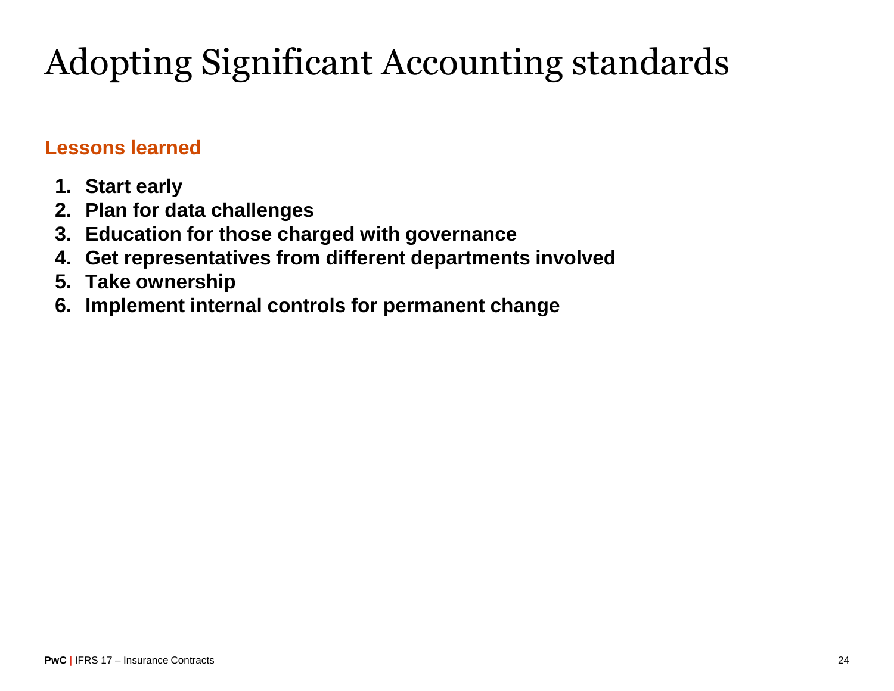# Adopting Significant Accounting standards

## Lessons learned

1. **Start early**
2. **Plan for data challenges**
3. **Education for those charged with governance**
4. **Get representatives from different departments involved**
5. **Take ownership**
6. **Implement internal controls for permanent change**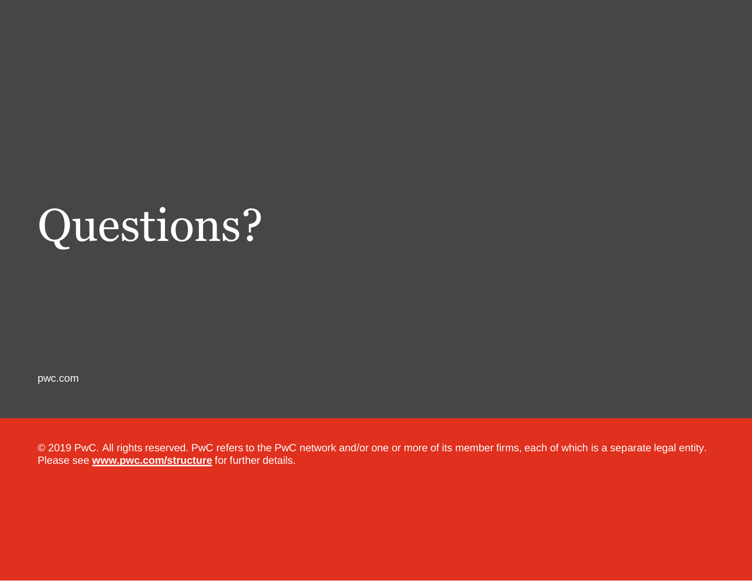# Questions?

pwc.com

© 2019 PwC. All rights reserved. PwC refers to the PwC network and/or one or more of its member firms, each of which is a separate legal entity. Please see **www.pwc.com/structure** for further details.